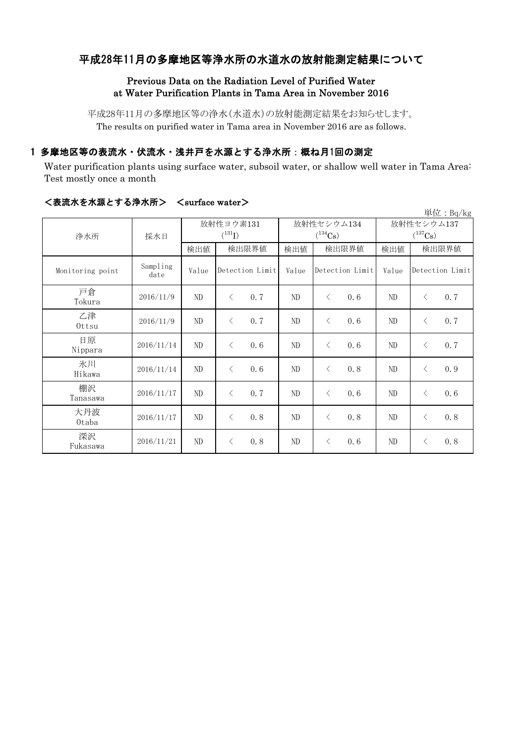# 平成28年11月の多摩地区等浄水所の水道水の放射能測定結果について

## Previous Data on the Radiation Level of Purified Water at Water Purification Plants in Tama Area in November 2016

平成28年11月の多摩地区等の浄水(水道水)の放射能測定結果をお知らせします。
The results on purified water in Tama area in November 2016 are as follows.

## 1 多摩地区等の表流水・伏流水・浅井戸を水源とする浄水所：概ね月1回の測定

Water purification plants using surface water, subsoil water, or shallow well water in Tama Area: Test mostly once a month

### ＜表流水を水源とする浄水所＞　＜surface water＞

単位：Bq/kg

| 浄水所 | 採水日 | 放射性ヨウ素131 ($^{131}I$) | | 放射性セシウム134 ($^{134}Cs$) | | 放射性セシウム137 ($^{137}Cs$) | |
|---|---|---|---|---|---|---|---|
| | | 検出値 | 検出限界値 | 検出値 | 検出限界値 | 検出値 | 検出限界値 |
| Monitoring point | Sampling date | Value | Detection Limit | Value | Detection Limit | Value | Detection Limit |
| 戸倉 Tokura | 2016/11/9 | ND | ＜ 0.7 | ND | ＜ 0.6 | ND | ＜ 0.7 |
| 乙津 Ottsu | 2016/11/9 | ND | ＜ 0.7 | ND | ＜ 0.6 | ND | ＜ 0.7 |
| 日原 Nippara | 2016/11/14 | ND | ＜ 0.6 | ND | ＜ 0.6 | ND | ＜ 0.7 |
| 氷川 Hikawa | 2016/11/14 | ND | ＜ 0.6 | ND | ＜ 0.8 | ND | ＜ 0.9 |
| 棚沢 Tanasawa | 2016/11/17 | ND | ＜ 0.7 | ND | ＜ 0.6 | ND | ＜ 0.6 |
| 大丹波 Otaba | 2016/11/17 | ND | ＜ 0.8 | ND | ＜ 0.8 | ND | ＜ 0.8 |
| 深沢 Fukasawa | 2016/11/21 | ND | ＜ 0.8 | ND | ＜ 0.6 | ND | ＜ 0.8 |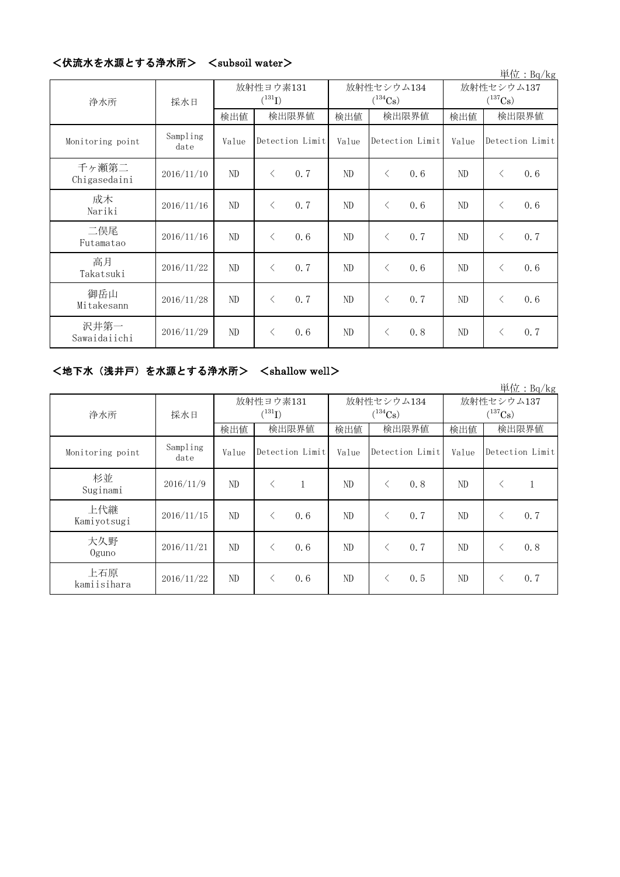## ＜伏流水を水源とする浄水所＞　＜subsoil water＞

単位：Bq/kg

| 浄水所 | 採水日 | 放射性ヨウ素131 ($^{131}I$) | | 放射性セシウム134 ($^{134}Cs$) | | 放射性セシウム137 ($^{137}Cs$) | |
|---|---|---|---|---|---|---|---|
| | | 検出値 | 検出限界値 | 検出値 | 検出限界値 | 検出値 | 検出限界値 |
| Monitoring point | Sampling date | Value | Detection Limit | Value | Detection Limit | Value | Detection Limit |
| 千ヶ瀬第二 Chigasedaini | 2016/11/10 | ND | ＜ 0.7 | ND | ＜ 0.6 | ND | ＜ 0.6 |
| 成木 Nariki | 2016/11/16 | ND | ＜ 0.7 | ND | ＜ 0.6 | ND | ＜ 0.6 |
| 二俣尾 Futamatao | 2016/11/16 | ND | ＜ 0.6 | ND | ＜ 0.7 | ND | ＜ 0.7 |
| 高月 Takatsuki | 2016/11/22 | ND | ＜ 0.7 | ND | ＜ 0.6 | ND | ＜ 0.6 |
| 御岳山 Mitakesann | 2016/11/28 | ND | ＜ 0.7 | ND | ＜ 0.7 | ND | ＜ 0.6 |
| 沢井第一 Sawaidaiichi | 2016/11/29 | ND | ＜ 0.6 | ND | ＜ 0.8 | ND | ＜ 0.7 |

## ＜地下水（浅井戸）を水源とする浄水所＞　＜shallow well＞

単位：Bq/kg

| 浄水所 | 採水日 | 放射性ヨウ素131 ($^{131}I$) | | 放射性セシウム134 ($^{134}Cs$) | | 放射性セシウム137 ($^{137}Cs$) | |
|---|---|---|---|---|---|---|---|
| | | 検出値 | 検出限界値 | 検出値 | 検出限界値 | 検出値 | 検出限界値 |
| Monitoring point | Sampling date | Value | Detection Limit | Value | Detection Limit | Value | Detection Limit |
| 杉並 Suginami | 2016/11/9 | ND | ＜ 1 | ND | ＜ 0.8 | ND | ＜ 1 |
| 上代継 Kamiyotsugi | 2016/11/15 | ND | ＜ 0.6 | ND | ＜ 0.7 | ND | ＜ 0.7 |
| 大久野 Oguno | 2016/11/21 | ND | ＜ 0.6 | ND | ＜ 0.7 | ND | ＜ 0.8 |
| 上石原 kamiisihara | 2016/11/22 | ND | ＜ 0.6 | ND | ＜ 0.5 | ND | ＜ 0.7 |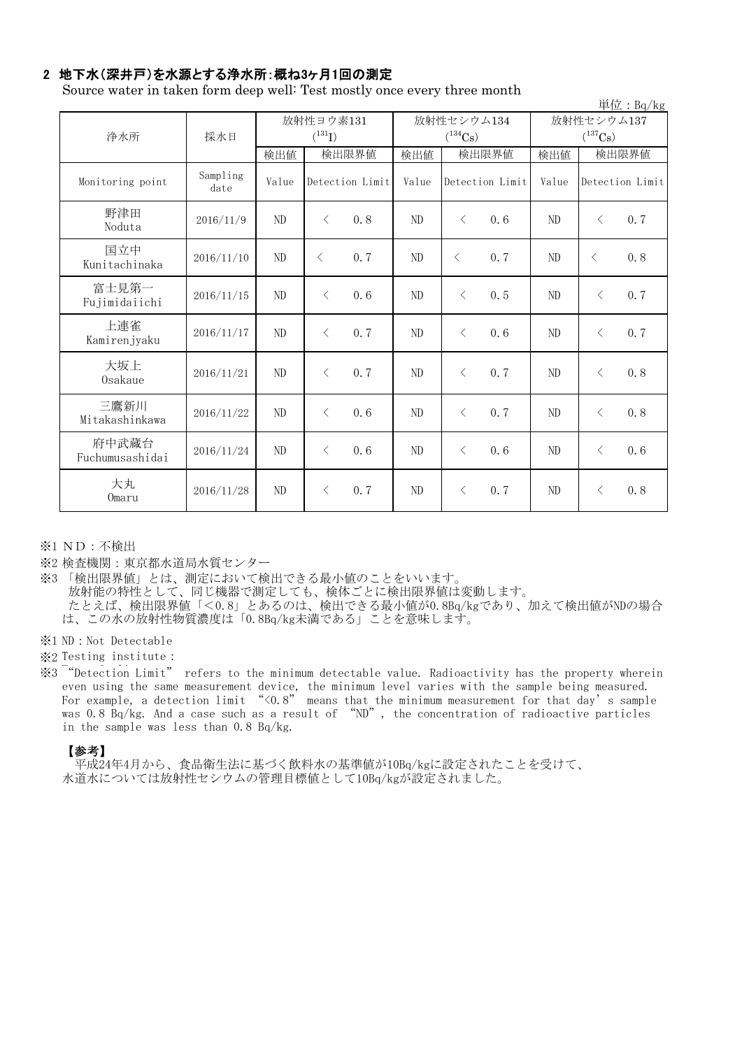## 2 地下水(深井戸)を水源とする浄水所:概ね3ヶ月1回の測定

Source water in taken form deep well: Test mostly once every three month

単位：Bq/kg

| 浄水所 | 採水日 | 放射性ヨウ素131 ($^{131}I$) | | | 放射性セシウム134 ($^{134}Cs$) | | | 放射性セシウム137 ($^{137}Cs$) | | |
|---|---|---|---|---|---|---|---|---|---|---|
| | | 検出値 | 検出限界値 | | 検出値 | 検出限界値 | | 検出値 | 検出限界値 | |
| Monitoring point | Sampling date | Value | Detection Limit | | Value | Detection Limit | | Value | Detection Limit | |
| 野津田 Noduta | 2016/11/9 | ND | ＜ | 0.8 | ND | ＜ | 0.6 | ND | ＜ | 0.7 |
| 国立中 Kunitachinaka | 2016/11/10 | ND | ＜ | 0.7 | ND | ＜ | 0.7 | ND | ＜ | 0.8 |
| 富士見第一 Fujimidaiichi | 2016/11/15 | ND | ＜ | 0.6 | ND | ＜ | 0.5 | ND | ＜ | 0.7 |
| 上連雀 Kamirenjyaku | 2016/11/17 | ND | ＜ | 0.7 | ND | ＜ | 0.6 | ND | ＜ | 0.7 |
| 大坂上 Osakaue | 2016/11/21 | ND | ＜ | 0.7 | ND | ＜ | 0.7 | ND | ＜ | 0.8 |
| 三鷹新川 Mitakashinkawa | 2016/11/22 | ND | ＜ | 0.6 | ND | ＜ | 0.7 | ND | ＜ | 0.8 |
| 府中武蔵台 Fuchumusashidai | 2016/11/24 | ND | ＜ | 0.6 | ND | ＜ | 0.6 | ND | ＜ | 0.6 |
| 大丸 Omaru | 2016/11/28 | ND | ＜ | 0.7 | ND | ＜ | 0.7 | ND | ＜ | 0.8 |

※1 ＮＤ：不検出

※2 検査機関：東京都水道局水質センター

※3 「検出限界値」とは、測定において検出できる最小値のことをいいます。
放射能の特性として、同じ機器で測定しても、検体ごとに検出限界値は変動します。
たとえば、検出限界値「＜0.8」とあるのは、検出できる最小値が0.8Bq/kgであり、加えて検出値がNDの場合は、この水の放射性物質濃度は「0.8Bq/kg未満である」ことを意味します。

※1 ND：Not Detectable

※2 Testing institute：

※3 "Detection Limit" refers to the minimum detectable value. Radioactivity has the property wherein even using the same measurement device, the minimum level varies with the sample being measured. For example, a detection limit "<0.8" means that the minimum measurement for that day's sample was 0.8 Bq/kg. And a case such as a result of "ND", the concentration of radioactive particles in the sample was less than 0.8 Bq/kg.

**【参考】**

平成24年4月から、食品衛生法に基づく飲料水の基準値が10Bq/kgに設定されたことを受けて、水道水については放射性セシウムの管理目標値として10Bq/kgが設定されました。